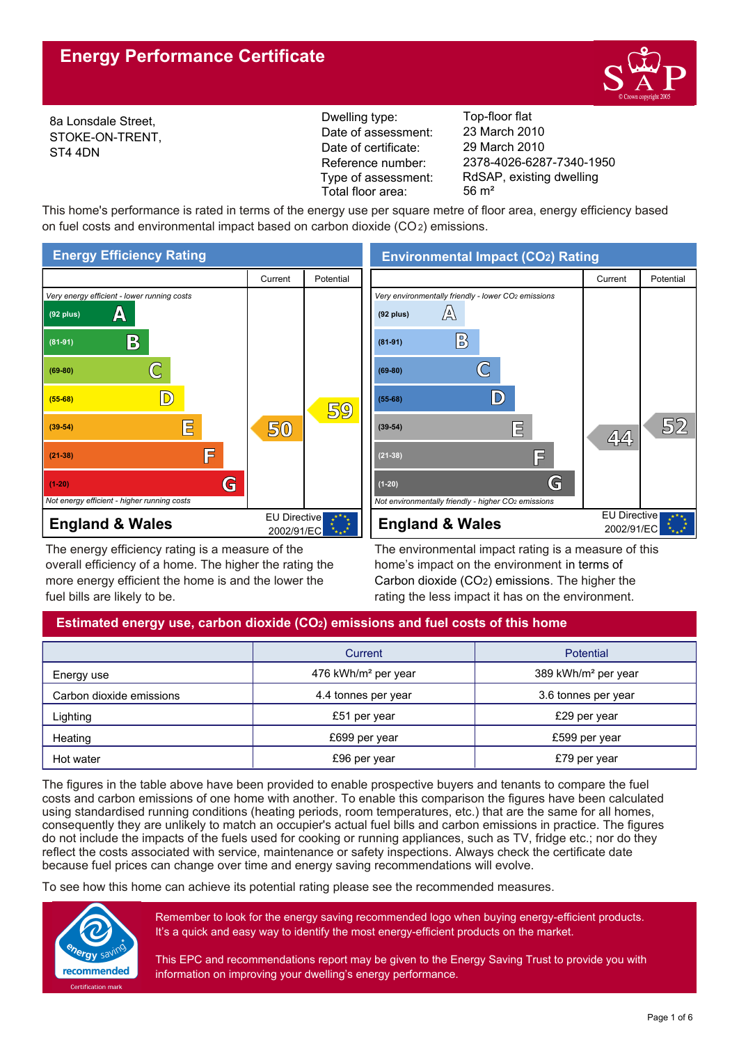# Energy Performance Certificate

8a Lonsdale Street,
STOKE-ON-TRENT,
ST4 4DN

| | |
|---|---|
| Dwelling type: | Top-floor flat |
| Date of assessment: | 23 March 2010 |
| Date of certificate: | 29 March 2010 |
| Reference number: | 2378-4026-6287-7340-1950 |
| Type of assessment: | RdSAP, existing dwelling |
| Total floor area: | 56 m² |

This home's performance is rated in terms of the energy use per square metre of floor area, energy efficiency based on fuel costs and environmental impact based on carbon dioxide ($CO_2$) emissions.

## Energy Efficiency Rating

| Rating band | Current | Potential |
|---|---|---|
| *Very energy efficient - lower running costs* | | |
| (92 plus) A | | |
| (81-91) B | | |
| (69-80) C | | |
| (55-68) D | | 59 |
| (39-54) E | 50 | |
| (21-38) F | | |
| (1-20) G | | |
| *Not energy efficient - higher running costs* | | |

England & Wales — EU Directive 2002/91/EC

The energy efficiency rating is a measure of the overall efficiency of a home. The higher the rating the more energy efficient the home is and the lower the fuel bills are likely to be.

## Environmental Impact ($CO_2$) Rating

| Rating band | Current | Potential |
|---|---|---|
| *Very environmentally friendly - lower $CO_2$ emissions* | | |
| (92 plus) A | | |
| (81-91) B | | |
| (69-80) C | | |
| (55-68) D | | |
| (39-54) E | 44 | 52 |
| (21-38) F | | |
| (1-20) G | | |
| *Not environmentally friendly - higher $CO_2$ emissions* | | |

England & Wales — EU Directive 2002/91/EC

The environmental impact rating is a measure of this home's impact on the environment in terms of Carbon dioxide ($CO_2$) emissions. The higher the rating the less impact it has on the environment.

## Estimated energy use, carbon dioxide ($CO_2$) emissions and fuel costs of this home

| | Current | Potential |
|---|---|---|
| Energy use | 476 kWh/m² per year | 389 kWh/m² per year |
| Carbon dioxide emissions | 4.4 tonnes per year | 3.6 tonnes per year |
| Lighting | £51 per year | £29 per year |
| Heating | £699 per year | £599 per year |
| Hot water | £96 per year | £79 per year |

The figures in the table above have been provided to enable prospective buyers and tenants to compare the fuel costs and carbon emissions of one home with another. To enable this comparison the figures have been calculated using standardised running conditions (heating periods, room temperatures, etc.) that are the same for all homes, consequently they are unlikely to match an occupier's actual fuel bills and carbon emissions in practice. The figures do not include the impacts of the fuels used for cooking or running appliances, such as TV, fridge etc.; nor do they reflect the costs associated with service, maintenance or safety inspections. Always check the certificate date because fuel prices can change over time and energy saving recommendations will evolve.

To see how this home can achieve its potential rating please see the recommended measures.

Remember to look for the energy saving recommended logo when buying energy-efficient products. It's a quick and easy way to identify the most energy-efficient products on the market.

This EPC and recommendations report may be given to the Energy Saving Trust to provide you with information on improving your dwelling's energy performance.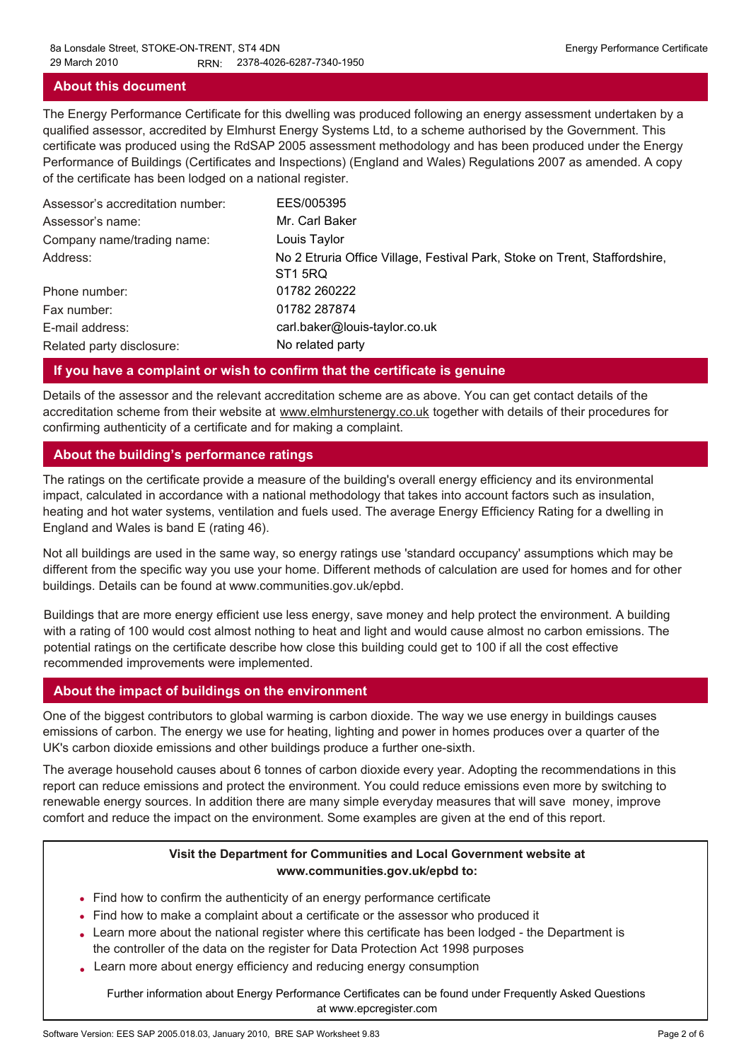## About this document

The Energy Performance Certificate for this dwelling was produced following an energy assessment undertaken by a qualified assessor, accredited by Elmhurst Energy Systems Ltd, to a scheme authorised by the Government. This certificate was produced using the RdSAP 2005 assessment methodology and has been produced under the Energy Performance of Buildings (Certificates and Inspections) (England and Wales) Regulations 2007 as amended. A copy of the certificate has been lodged on a national register.

| | |
|---|---|
| Assessor's accreditation number: | EES/005395 |
| Assessor's name: | Mr. Carl Baker |
| Company name/trading name: | Louis Taylor |
| Address: | No 2 Etruria Office Village, Festival Park, Stoke on Trent, Staffordshire, ST1 5RQ |
| Phone number: | 01782 260222 |
| Fax number: | 01782 287874 |
| E-mail address: | carl.baker@louis-taylor.co.uk |
| Related party disclosure: | No related party |

## If you have a complaint or wish to confirm that the certificate is genuine

Details of the assessor and the relevant accreditation scheme are as above. You can get contact details of the accreditation scheme from their website at www.elmhurstenergy.co.uk together with details of their procedures for confirming authenticity of a certificate and for making a complaint.

## About the building's performance ratings

The ratings on the certificate provide a measure of the building's overall energy efficiency and its environmental impact, calculated in accordance with a national methodology that takes into account factors such as insulation, heating and hot water systems, ventilation and fuels used. The average Energy Efficiency Rating for a dwelling in England and Wales is band E (rating 46).

Not all buildings are used in the same way, so energy ratings use 'standard occupancy' assumptions which may be different from the specific way you use your home. Different methods of calculation are used for homes and for other buildings. Details can be found at www.communities.gov.uk/epbd.

Buildings that are more energy efficient use less energy, save money and help protect the environment. A building with a rating of 100 would cost almost nothing to heat and light and would cause almost no carbon emissions. The potential ratings on the certificate describe how close this building could get to 100 if all the cost effective recommended improvements were implemented.

## About the impact of buildings on the environment

One of the biggest contributors to global warming is carbon dioxide. The way we use energy in buildings causes emissions of carbon. The energy we use for heating, lighting and power in homes produces over a quarter of the UK's carbon dioxide emissions and other buildings produce a further one-sixth.

The average household causes about 6 tonnes of carbon dioxide every year. Adopting the recommendations in this report can reduce emissions and protect the environment. You could reduce emissions even more by switching to renewable energy sources. In addition there are many simple everyday measures that will save money, improve comfort and reduce the impact on the environment. Some examples are given at the end of this report.

**Visit the Department for Communities and Local Government website at www.communities.gov.uk/epbd to:**

- Find how to confirm the authenticity of an energy performance certificate
- Find how to make a complaint about a certificate or the assessor who produced it
- Learn more about the national register where this certificate has been lodged - the Department is the controller of the data on the register for Data Protection Act 1998 purposes
- Learn more about energy efficiency and reducing energy consumption

Further information about Energy Performance Certificates can be found under Frequently Asked Questions at www.epcregister.com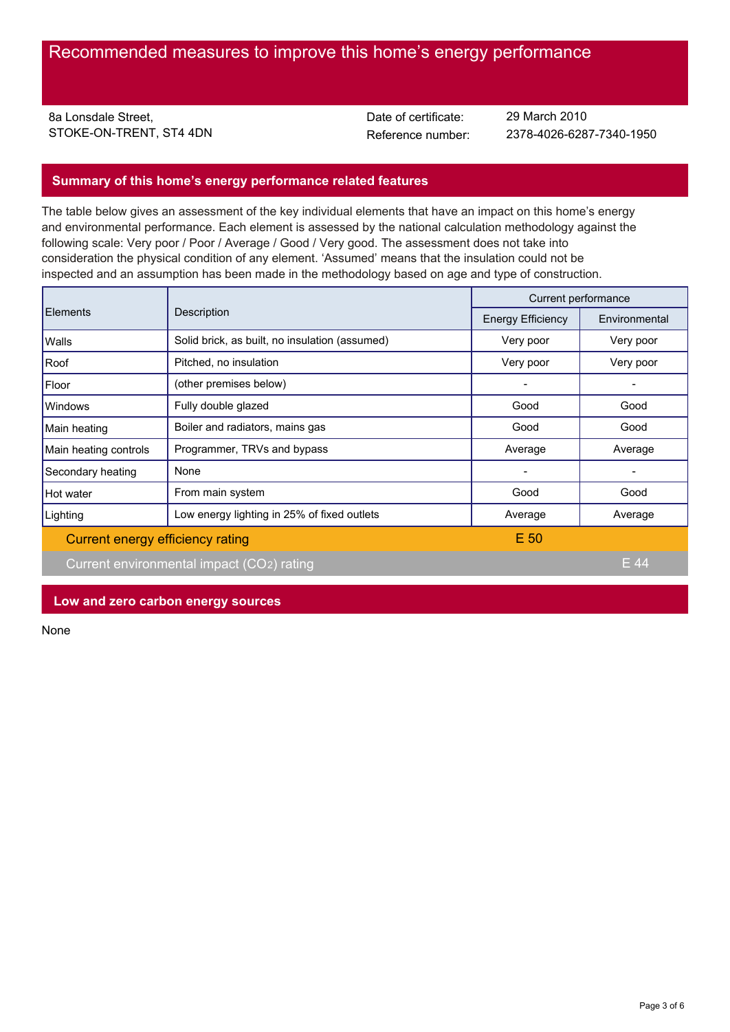# Recommended measures to improve this home's energy performance

8a Lonsdale Street,
STOKE-ON-TRENT, ST4 4DN

Date of certificate: 29 March 2010
Reference number: 2378-4026-6287-7340-1950

## Summary of this home's energy performance related features

The table below gives an assessment of the key individual elements that have an impact on this home's energy and environmental performance. Each element is assessed by the national calculation methodology against the following scale: Very poor / Poor / Average / Good / Very good. The assessment does not take into consideration the physical condition of any element. 'Assumed' means that the insulation could not be inspected and an assumption has been made in the methodology based on age and type of construction.

| Elements | Description | Current performance | |
|---|---|---|---|
| | | Energy Efficiency | Environmental |
| Walls | Solid brick, as built, no insulation (assumed) | Very poor | Very poor |
| Roof | Pitched, no insulation | Very poor | Very poor |
| Floor | (other premises below) | - | - |
| Windows | Fully double glazed | Good | Good |
| Main heating | Boiler and radiators, mains gas | Good | Good |
| Main heating controls | Programmer, TRVs and bypass | Average | Average |
| Secondary heating | None | - | - |
| Hot water | From main system | Good | Good |
| Lighting | Low energy lighting in 25% of fixed outlets | Average | Average |
| Current energy efficiency rating | | E 50 | |
| Current environmental impact ($CO_2$) rating | | | E 44 |

## Low and zero carbon energy sources

None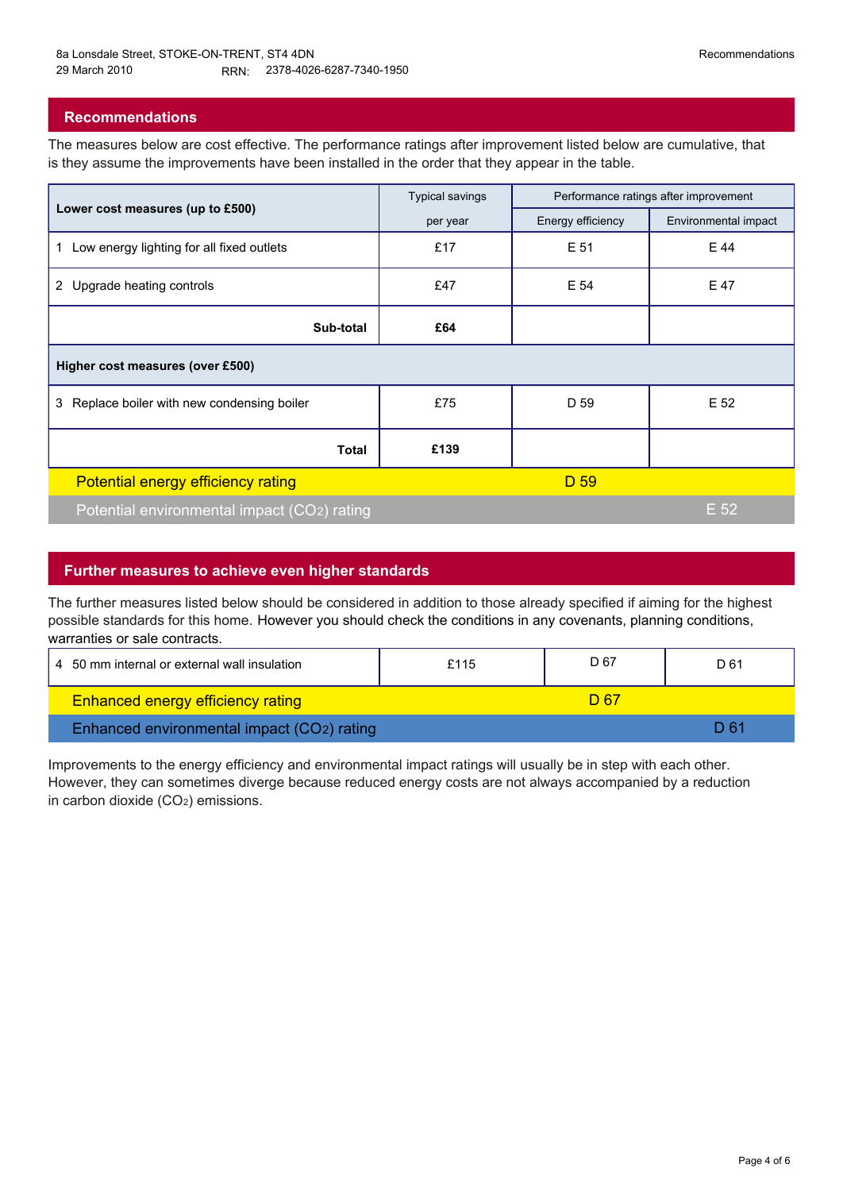## Recommendations

The measures below are cost effective. The performance ratings after improvement listed below are cumulative, that is they assume the improvements have been installed in the order that they appear in the table.

| Lower cost measures (up to £500) | Typical savings per year | Performance ratings after improvement | |
|---|---|---|---|
| | | Energy efficiency | Environmental impact |
| 1 Low energy lighting for all fixed outlets | £17 | E 51 | E 44 |
| 2 Upgrade heating controls | £47 | E 54 | E 47 |
| **Sub-total** | **£64** | | |
| **Higher cost measures (over £500)** | | | |
| 3 Replace boiler with new condensing boiler | £75 | D 59 | E 52 |
| **Total** | **£139** | | |
| Potential energy efficiency rating | | D 59 | |
| Potential environmental impact ($CO_2$) rating | | | E 52 |

## Further measures to achieve even higher standards

The further measures listed below should be considered in addition to those already specified if aiming for the highest possible standards for this home. However you should check the conditions in any covenants, planning conditions, warranties or sale contracts.

| Measure | Typical savings per year | Energy efficiency | Environmental impact |
|---|---|---|---|
| 4 50 mm internal or external wall insulation | £115 | D 67 | D 61 |
| Enhanced energy efficiency rating | | D 67 | |
| Enhanced environmental impact ($CO_2$) rating | | | D 61 |

Improvements to the energy efficiency and environmental impact ratings will usually be in step with each other. However, they can sometimes diverge because reduced energy costs are not always accompanied by a reduction in carbon dioxide ($CO_2$) emissions.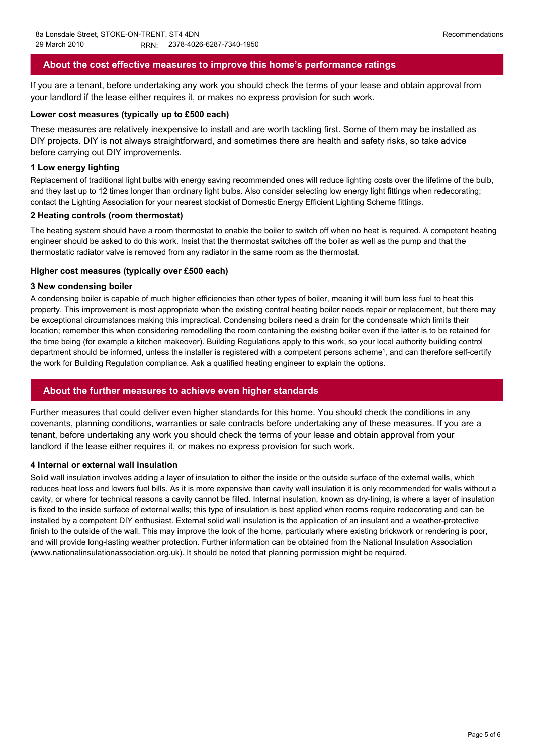## About the cost effective measures to improve this home's performance ratings

If you are a tenant, before undertaking any work you should check the terms of your lease and obtain approval from your landlord if the lease either requires it, or makes no express provision for such work.

**Lower cost measures (typically up to £500 each)**

These measures are relatively inexpensive to install and are worth tackling first. Some of them may be installed as DIY projects. DIY is not always straightforward, and sometimes there are health and safety risks, so take advice before carrying out DIY improvements.

**1 Low energy lighting**

Replacement of traditional light bulbs with energy saving recommended ones will reduce lighting costs over the lifetime of the bulb, and they last up to 12 times longer than ordinary light bulbs. Also consider selecting low energy light fittings when redecorating; contact the Lighting Association for your nearest stockist of Domestic Energy Efficient Lighting Scheme fittings.

**2 Heating controls (room thermostat)**

The heating system should have a room thermostat to enable the boiler to switch off when no heat is required. A competent heating engineer should be asked to do this work. Insist that the thermostat switches off the boiler as well as the pump and that the thermostatic radiator valve is removed from any radiator in the same room as the thermostat.

**Higher cost measures (typically over £500 each)**

**3 New condensing boiler**

A condensing boiler is capable of much higher efficiencies than other types of boiler, meaning it will burn less fuel to heat this property. This improvement is most appropriate when the existing central heating boiler needs repair or replacement, but there may be exceptional circumstances making this impractical. Condensing boilers need a drain for the condensate which limits their location; remember this when considering remodelling the room containing the existing boiler even if the latter is to be retained for the time being (for example a kitchen makeover). Building Regulations apply to this work, so your local authority building control department should be informed, unless the installer is registered with a competent persons scheme[1], and can therefore self-certify the work for Building Regulation compliance. Ask a qualified heating engineer to explain the options.

## About the further measures to achieve even higher standards

Further measures that could deliver even higher standards for this home. You should check the conditions in any covenants, planning conditions, warranties or sale contracts before undertaking any of these measures. If you are a tenant, before undertaking any work you should check the terms of your lease and obtain approval from your landlord if the lease either requires it, or makes no express provision for such work.

**4 Internal or external wall insulation**

Solid wall insulation involves adding a layer of insulation to either the inside or the outside surface of the external walls, which reduces heat loss and lowers fuel bills. As it is more expensive than cavity wall insulation it is only recommended for walls without a cavity, or where for technical reasons a cavity cannot be filled. Internal insulation, known as dry-lining, is where a layer of insulation is fixed to the inside surface of external walls; this type of insulation is best applied when rooms require redecorating and can be installed by a competent DIY enthusiast. External solid wall insulation is the application of an insulant and a weather-protective finish to the outside of the wall. This may improve the look of the home, particularly where existing brickwork or rendering is poor, and will provide long-lasting weather protection. Further information can be obtained from the National Insulation Association (www.nationalinsulationassociation.org.uk). It should be noted that planning permission might be required.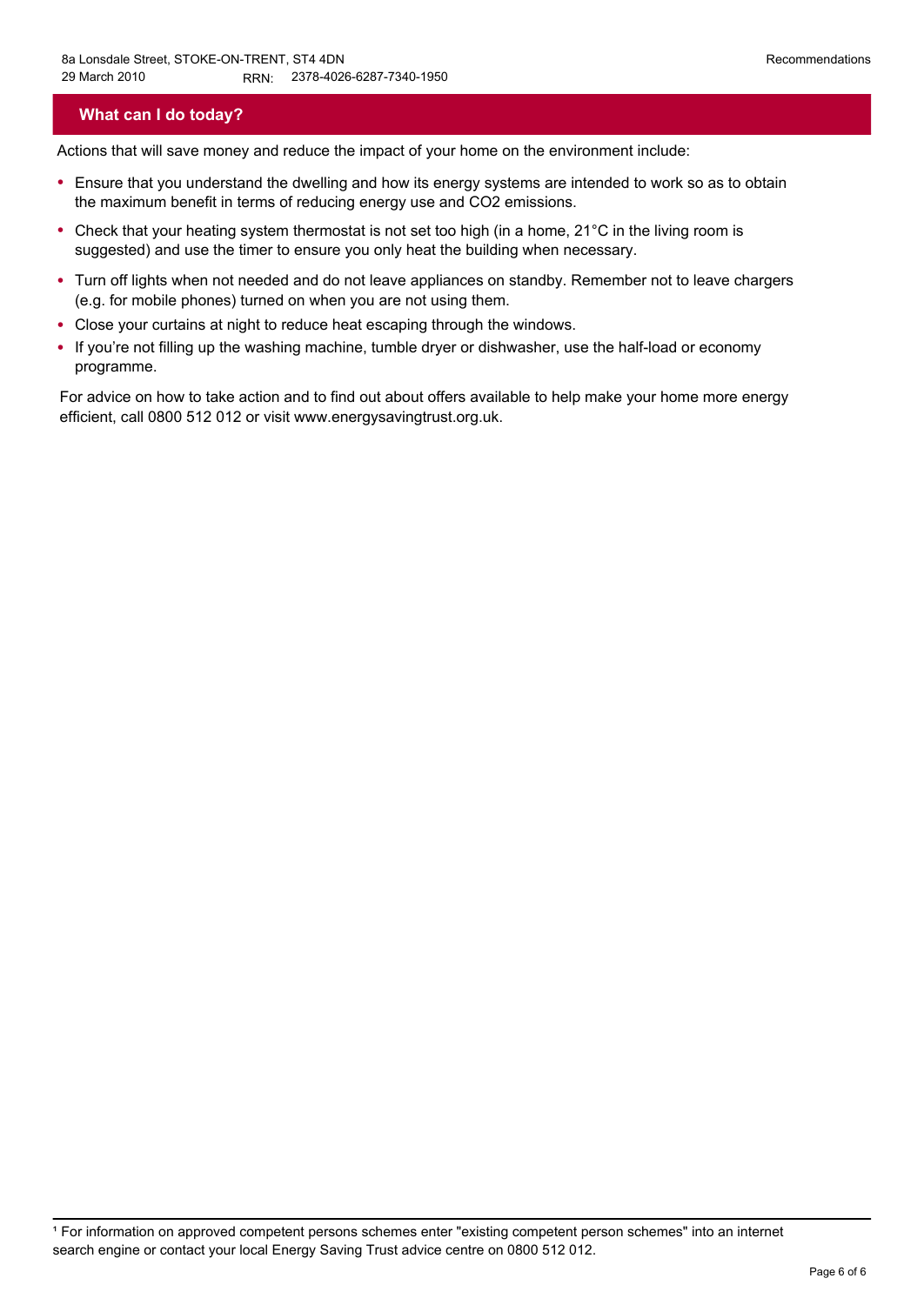## What can I do today?

Actions that will save money and reduce the impact of your home on the environment include:

- Ensure that you understand the dwelling and how its energy systems are intended to work so as to obtain the maximum benefit in terms of reducing energy use and $CO_2$ emissions.
- Check that your heating system thermostat is not set too high (in a home, 21°C in the living room is suggested) and use the timer to ensure you only heat the building when necessary.
- Turn off lights when not needed and do not leave appliances on standby. Remember not to leave chargers (e.g. for mobile phones) turned on when you are not using them.
- Close your curtains at night to reduce heat escaping through the windows.
- If you're not filling up the washing machine, tumble dryer or dishwasher, use the half-load or economy programme.

For advice on how to take action and to find out about offers available to help make your home more energy efficient, call 0800 512 012 or visit www.energysavingtrust.org.uk.

---

[1] For information on approved competent persons schemes enter "existing competent person schemes" into an internet search engine or contact your local Energy Saving Trust advice centre on 0800 512 012.